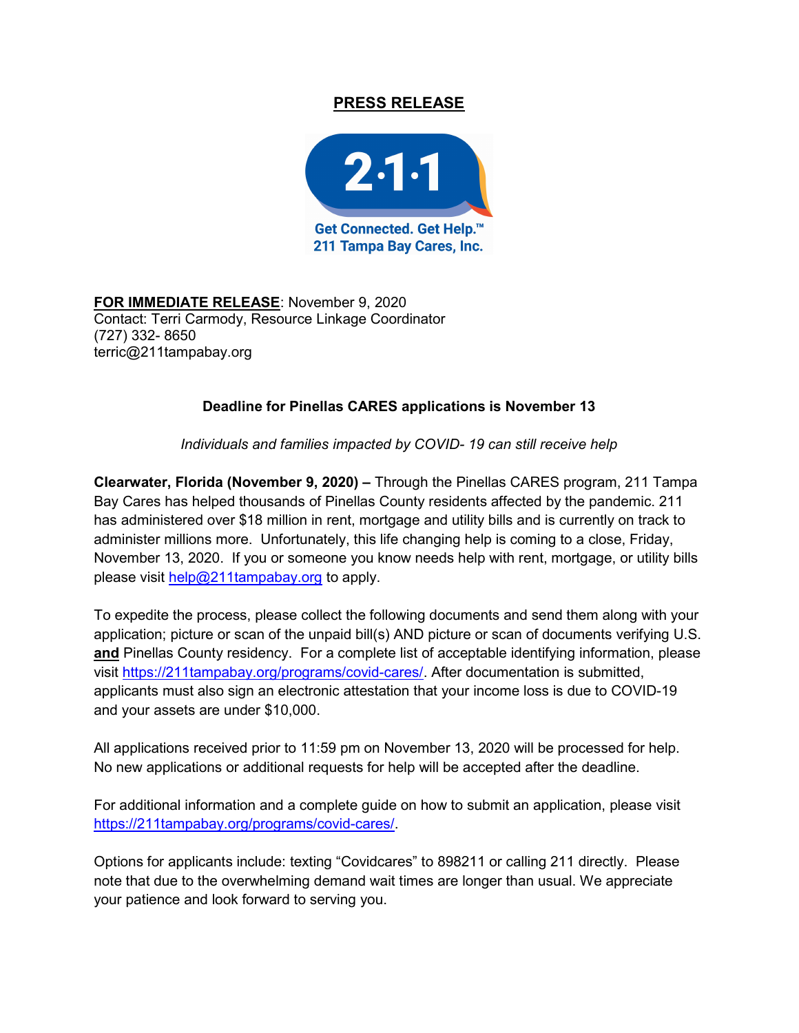# PRESS RELEASE

Get Connected. Get Help.™
211 Tampa Bay Cares, Inc.

**FOR IMMEDIATE RELEASE**: November 9, 2020
Contact: Terri Carmody, Resource Linkage Coordinator
(727) 332- 8650
terric@211tampabay.org

## Deadline for Pinellas CARES applications is November 13

*Individuals and families impacted by COVID- 19 can still receive help*

**Clearwater, Florida (November 9, 2020) –** Through the Pinellas CARES program, 211 Tampa Bay Cares has helped thousands of Pinellas County residents affected by the pandemic. 211 has administered over $18 million in rent, mortgage and utility bills and is currently on track to administer millions more. Unfortunately, this life changing help is coming to a close, Friday, November 13, 2020. If you or someone you know needs help with rent, mortgage, or utility bills please visit help@211tampabay.org to apply.

To expedite the process, please collect the following documents and send them along with your application; picture or scan of the unpaid bill(s) AND picture or scan of documents verifying U.S. **and** Pinellas County residency. For a complete list of acceptable identifying information, please visit https://211tampabay.org/programs/covid-cares/. After documentation is submitted, applicants must also sign an electronic attestation that your income loss is due to COVID-19 and your assets are under $10,000.

All applications received prior to 11:59 pm on November 13, 2020 will be processed for help. No new applications or additional requests for help will be accepted after the deadline.

For additional information and a complete guide on how to submit an application, please visit https://211tampabay.org/programs/covid-cares/.

Options for applicants include: texting "Covidcares" to 898211 or calling 211 directly. Please note that due to the overwhelming demand wait times are longer than usual. We appreciate your patience and look forward to serving you.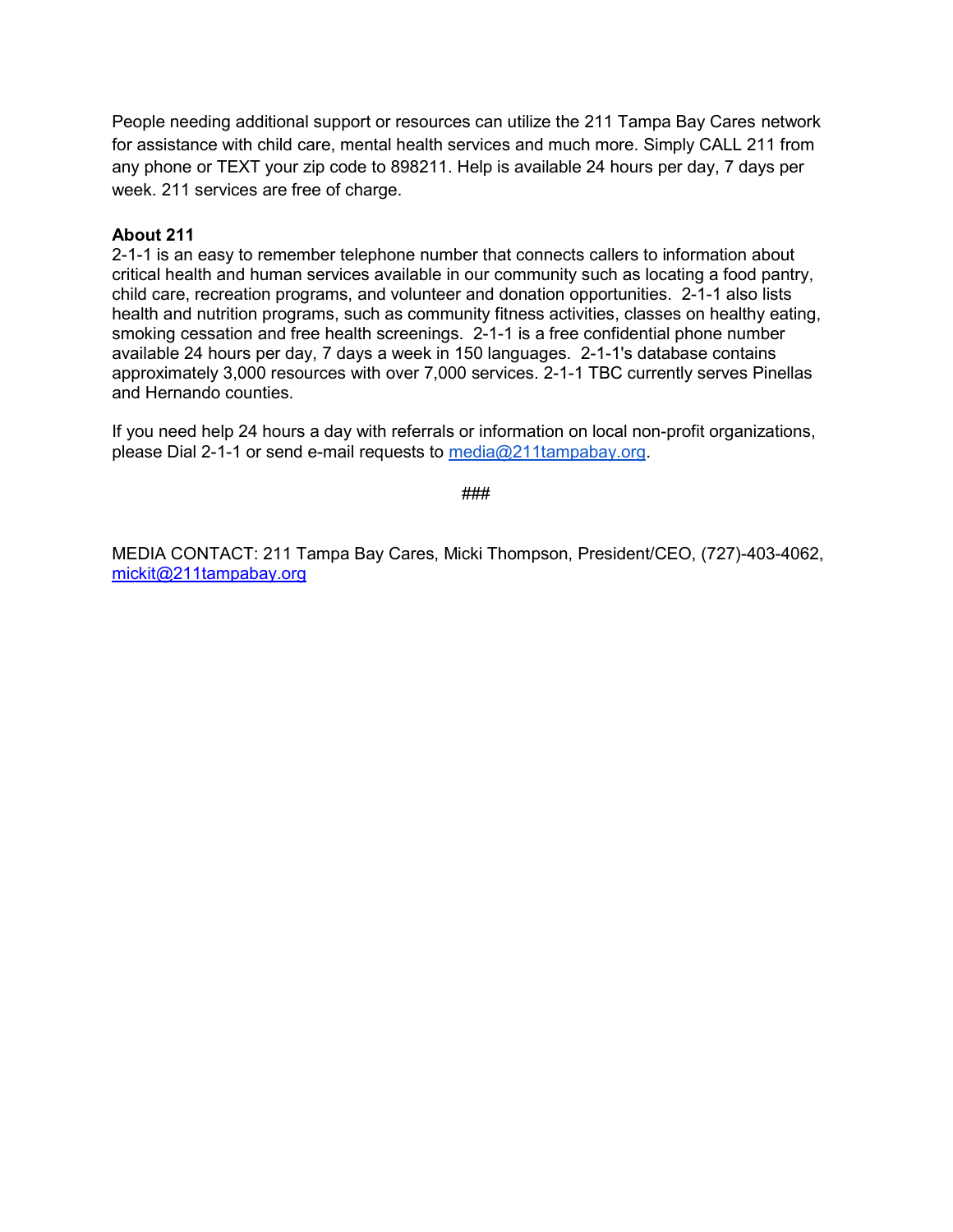People needing additional support or resources can utilize the 211 Tampa Bay Cares network for assistance with child care, mental health services and much more. Simply CALL 211 from any phone or TEXT your zip code to 898211. Help is available 24 hours per day, 7 days per week. 211 services are free of charge.

**About 211**
2-1-1 is an easy to remember telephone number that connects callers to information about critical health and human services available in our community such as locating a food pantry, child care, recreation programs, and volunteer and donation opportunities. 2-1-1 also lists health and nutrition programs, such as community fitness activities, classes on healthy eating, smoking cessation and free health screenings. 2-1-1 is a free confidential phone number available 24 hours per day, 7 days a week in 150 languages. 2-1-1's database contains approximately 3,000 resources with over 7,000 services. 2-1-1 TBC currently serves Pinellas and Hernando counties.

If you need help 24 hours a day with referrals or information on local non-profit organizations, please Dial 2-1-1 or send e-mail requests to media@211tampabay.org.

###

MEDIA CONTACT: 211 Tampa Bay Cares, Micki Thompson, President/CEO, (727)-403-4062, mickit@211tampabay.org